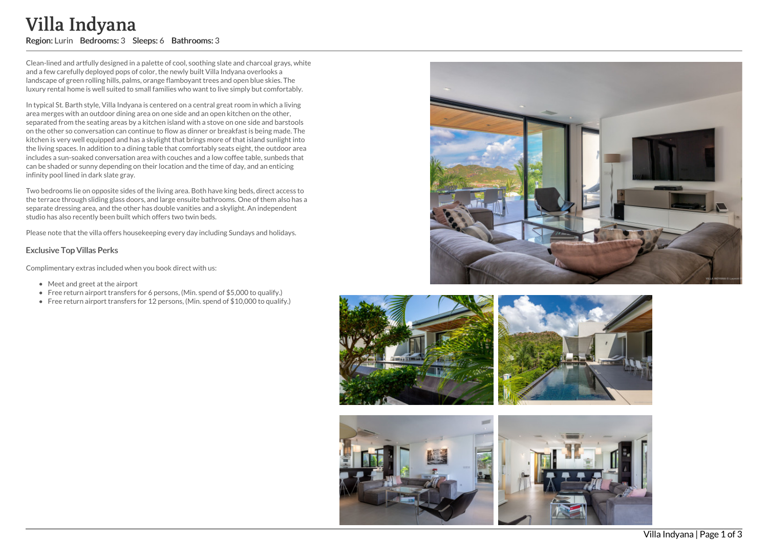# Villa Indyana

**Region:** Lurin **Bedrooms:** 3 **Sleeps:** 6 **Bathrooms:** 3

Clean-lined and artfully designed in a palette of cool, soothing slate and charcoal grays, white and a few carefully deployed pops of color, the newly built Villa Indyana overlooks a landscape of green rolling hills, palms, orange flamboyant trees and open blue skies. The luxury rental home is well suited to small families who want to live simply but comfortably.

In typical St. Barth style, Villa Indyana is centered on a central great room in which a living area merges with an outdoor dining area on one side and an open kitchen on the other, separated from the seating areas by a kitchen island with a stove on one side and barstools on the other so conversation can continue to flow as dinner or breakfast is being made. The kitchen is very well equipped and has a skylight that brings more of that island sunlight into the living spaces. In addition to a dining table that comfortably seats eight, the outdoor area includes a sun-soaked conversation area with couches and a low coffee table, sunbeds that can be shaded or sunny depending on their location and the time of day, and an enticing infinity pool lined in dark slate gray.

Two bedrooms lie on opposite sides of the living area. Both have king beds, direct access to the terrace through sliding glass doors, and large ensuite bathrooms. One of them also has a separate dressing area, and the other has double vanities and a skylight. An independent studio has also recently been built which offers two twin beds.

Please note that the villa offers housekeeping every day including Sundays and holidays.

### Exclusive Top Villas Perks

Complimentary extras included when you book direct with us:

- Meet and greet at the airport
- Free return airport transfers for 6 persons, (Min. spend of $5,000 to qualify.)
- Free return airport transfers for 12 persons, (Min. spend of $10,000 to qualify.)